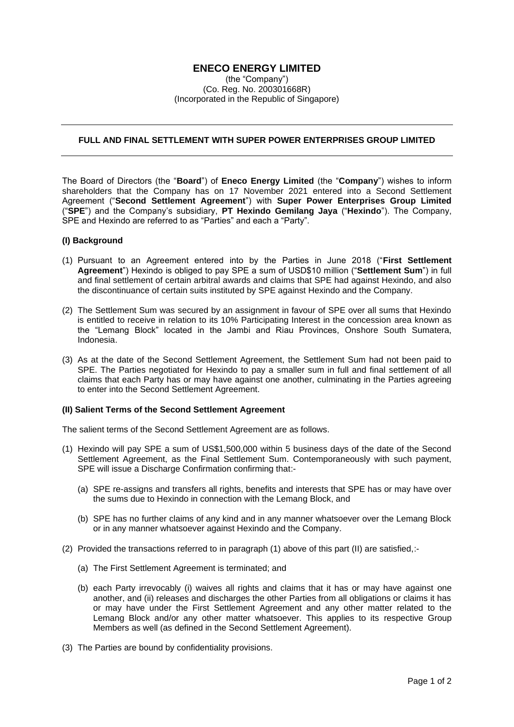# ENECO ENERGY LIMITED

(the "Company")
(Co. Reg. No. 200301668R)
(Incorporated in the Republic of Singapore)

---

**FULL AND FINAL SETTLEMENT WITH SUPER POWER ENTERPRISES GROUP LIMITED**

---

The Board of Directors (the "**Board**") of **Eneco Energy Limited** (the "**Company**") wishes to inform shareholders that the Company has on 17 November 2021 entered into a Second Settlement Agreement ("**Second Settlement Agreement**") with **Super Power Enterprises Group Limited** ("**SPE**") and the Company's subsidiary, **PT Hexindo Gemilang Jaya** ("**Hexindo**"). The Company, SPE and Hexindo are referred to as "Parties" and each a "Party".

**(I) Background**

(1) Pursuant to an Agreement entered into by the Parties in June 2018 ("**First Settlement Agreement**") Hexindo is obliged to pay SPE a sum of USD$10 million ("**Settlement Sum**") in full and final settlement of certain arbitral awards and claims that SPE had against Hexindo, and also the discontinuance of certain suits instituted by SPE against Hexindo and the Company.

(2) The Settlement Sum was secured by an assignment in favour of SPE over all sums that Hexindo is entitled to receive in relation to its 10% Participating Interest in the concession area known as the "Lemang Block" located in the Jambi and Riau Provinces, Onshore South Sumatera, Indonesia.

(3) As at the date of the Second Settlement Agreement, the Settlement Sum had not been paid to SPE. The Parties negotiated for Hexindo to pay a smaller sum in full and final settlement of all claims that each Party has or may have against one another, culminating in the Parties agreeing to enter into the Second Settlement Agreement.

**(II) Salient Terms of the Second Settlement Agreement**

The salient terms of the Second Settlement Agreement are as follows.

(1) Hexindo will pay SPE a sum of US$1,500,000 within 5 business days of the date of the Second Settlement Agreement, as the Final Settlement Sum. Contemporaneously with such payment, SPE will issue a Discharge Confirmation confirming that:-

  (a) SPE re-assigns and transfers all rights, benefits and interests that SPE has or may have over the sums due to Hexindo in connection with the Lemang Block, and

  (b) SPE has no further claims of any kind and in any manner whatsoever over the Lemang Block or in any manner whatsoever against Hexindo and the Company.

(2) Provided the transactions referred to in paragraph (1) above of this part (II) are satisfied,:-

  (a) The First Settlement Agreement is terminated; and

  (b) each Party irrevocably (i) waives all rights and claims that it has or may have against one another, and (ii) releases and discharges the other Parties from all obligations or claims it has or may have under the First Settlement Agreement and any other matter related to the Lemang Block and/or any other matter whatsoever. This applies to its respective Group Members as well (as defined in the Second Settlement Agreement).

(3) The Parties are bound by confidentiality provisions.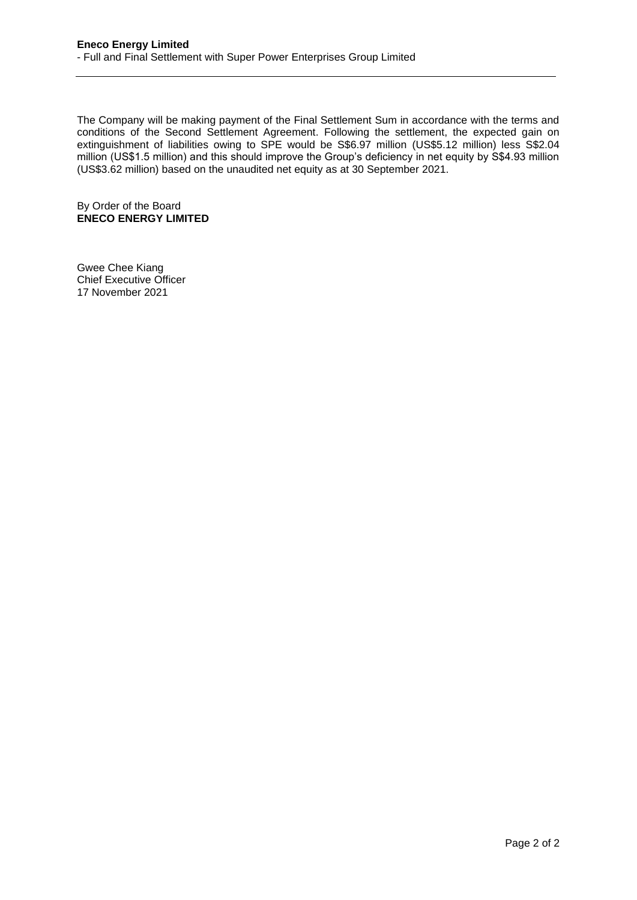The Company will be making payment of the Final Settlement Sum in accordance with the terms and conditions of the Second Settlement Agreement. Following the settlement, the expected gain on extinguishment of liabilities owing to SPE would be S$6.97 million (US$5.12 million) less S$2.04 million (US$1.5 million) and this should improve the Group's deficiency in net equity by S$4.93 million (US$3.62 million) based on the unaudited net equity as at 30 September 2021.

By Order of the Board
**ENECO ENERGY LIMITED**

Gwee Chee Kiang
Chief Executive Officer
17 November 2021